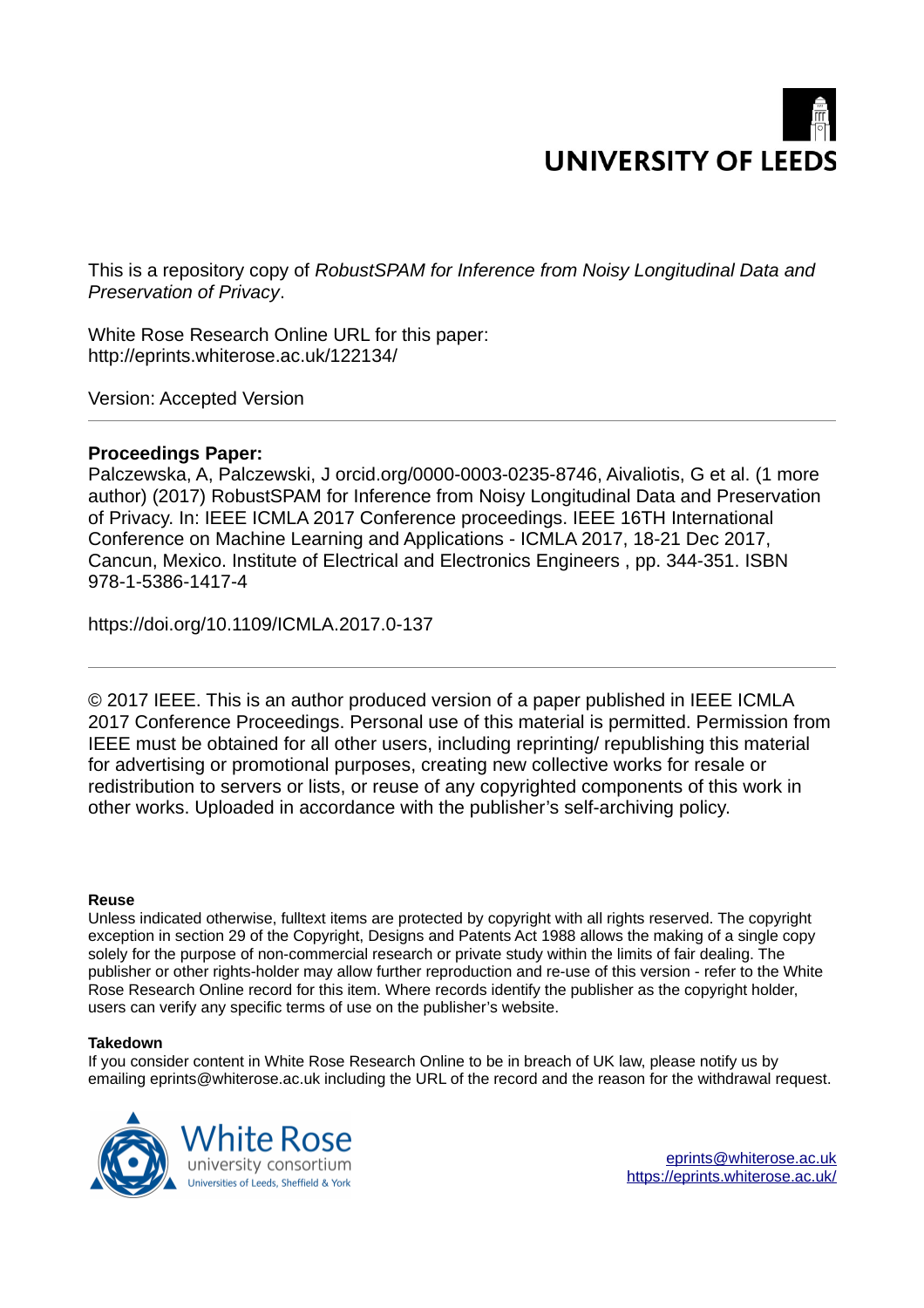UNIVERSITY OF LEEDS

This is a repository copy of *RobustSPAM for Inference from Noisy Longitudinal Data and Preservation of Privacy*.

White Rose Research Online URL for this paper:
http://eprints.whiterose.ac.uk/122134/

Version: Accepted Version

---

**Proceedings Paper:**

Palczewska, A, Palczewski, J orcid.org/0000-0003-0235-8746, Aivaliotis, G et al. (1 more author) (2017) RobustSPAM for Inference from Noisy Longitudinal Data and Preservation of Privacy. In: IEEE ICMLA 2017 Conference proceedings. IEEE 16TH International Conference on Machine Learning and Applications - ICMLA 2017, 18-21 Dec 2017, Cancun, Mexico. Institute of Electrical and Electronics Engineers , pp. 344-351. ISBN 978-1-5386-1417-4

https://doi.org/10.1109/ICMLA.2017.0-137

---

© 2017 IEEE. This is an author produced version of a paper published in IEEE ICMLA 2017 Conference Proceedings. Personal use of this material is permitted. Permission from IEEE must be obtained for all other users, including reprinting/ republishing this material for advertising or promotional purposes, creating new collective works for resale or redistribution to servers or lists, or reuse of any copyrighted components of this work in other works. Uploaded in accordance with the publisher's self-archiving policy.

**Reuse**

Unless indicated otherwise, fulltext items are protected by copyright with all rights reserved. The copyright exception in section 29 of the Copyright, Designs and Patents Act 1988 allows the making of a single copy solely for the purpose of non-commercial research or private study within the limits of fair dealing. The publisher or other rights-holder may allow further reproduction and re-use of this version - refer to the White Rose Research Online record for this item. Where records identify the publisher as the copyright holder, users can verify any specific terms of use on the publisher's website.

**Takedown**

If you consider content in White Rose Research Online to be in breach of UK law, please notify us by emailing eprints@whiterose.ac.uk including the URL of the record and the reason for the withdrawal request.

White Rose university consortium
Universities of Leeds, Sheffield & York

eprints@whiterose.ac.uk
https://eprints.whiterose.ac.uk/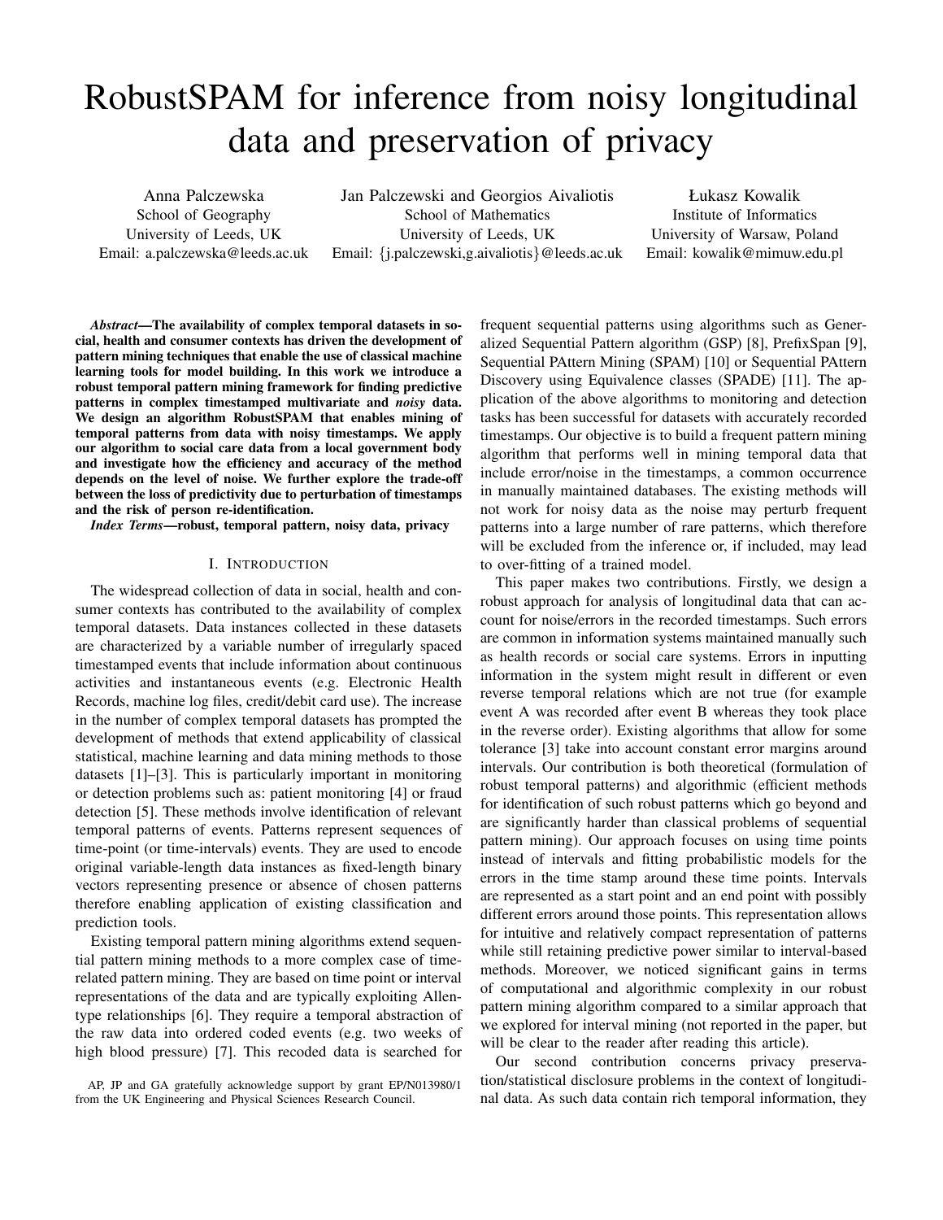# RobustSPAM for inference from noisy longitudinal data and preservation of privacy

Anna Palczewska
School of Geography
University of Leeds, UK
Email: a.palczewska@leeds.ac.uk

Jan Palczewski and Georgios Aivaliotis
School of Mathematics
University of Leeds, UK
Email: {j.palczewski,g.aivaliotis}@leeds.ac.uk

Łukasz Kowalik
Institute of Informatics
University of Warsaw, Poland
Email: kowalik@mimuw.edu.pl

***Abstract*—The availability of complex temporal datasets in social, health and consumer contexts has driven the development of pattern mining techniques that enable the use of classical machine learning tools for model building. In this work we introduce a robust temporal pattern mining framework for finding predictive patterns in complex timestamped multivariate and *noisy* data. We design an algorithm RobustSPAM that enables mining of temporal patterns from data with noisy timestamps. We apply our algorithm to social care data from a local government body and investigate how the efficiency and accuracy of the method depends on the level of noise. We further explore the trade-off between the loss of predictivity due to perturbation of timestamps and the risk of person re-identification.**

***Index Terms*—robust, temporal pattern, noisy data, privacy**

## I. Introduction

The widespread collection of data in social, health and consumer contexts has contributed to the availability of complex temporal datasets. Data instances collected in these datasets are characterized by a variable number of irregularly spaced timestamped events that include information about continuous activities and instantaneous events (e.g. Electronic Health Records, machine log files, credit/debit card use). The increase in the number of complex temporal datasets has prompted the development of methods that extend applicability of classical statistical, machine learning and data mining methods to those datasets [1]–[3]. This is particularly important in monitoring or detection problems such as: patient monitoring [4] or fraud detection [5]. These methods involve identification of relevant temporal patterns of events. Patterns represent sequences of time-point (or time-intervals) events. They are used to encode original variable-length data instances as fixed-length binary vectors representing presence or absence of chosen patterns therefore enabling application of existing classification and prediction tools.

Existing temporal pattern mining algorithms extend sequential pattern mining methods to a more complex case of time-related pattern mining. They are based on time point or interval representations of the data and are typically exploiting Allen-type relationships [6]. They require a temporal abstraction of the raw data into ordered coded events (e.g. two weeks of high blood pressure) [7]. This recoded data is searched for frequent sequential patterns using algorithms such as Generalized Sequential Pattern algorithm (GSP) [8], PrefixSpan [9], Sequential PAttern Mining (SPAM) [10] or Sequential PAttern Discovery using Equivalence classes (SPADE) [11]. The application of the above algorithms to monitoring and detection tasks has been successful for datasets with accurately recorded timestamps. Our objective is to build a frequent pattern mining algorithm that performs well in mining temporal data that include error/noise in the timestamps, a common occurrence in manually maintained databases. The existing methods will not work for noisy data as the noise may perturb frequent patterns into a large number of rare patterns, which therefore will be excluded from the inference or, if included, may lead to over-fitting of a trained model.

This paper makes two contributions. Firstly, we design a robust approach for analysis of longitudinal data that can account for noise/errors in the recorded timestamps. Such errors are common in information systems maintained manually such as health records or social care systems. Errors in inputting information in the system might result in different or even reverse temporal relations which are not true (for example event A was recorded after event B whereas they took place in the reverse order). Existing algorithms that allow for some tolerance [3] take into account constant error margins around intervals. Our contribution is both theoretical (formulation of robust temporal patterns) and algorithmic (efficient methods for identification of such robust patterns which go beyond and are significantly harder than classical problems of sequential pattern mining). Our approach focuses on using time points instead of intervals and fitting probabilistic models for the errors in the time stamp around these time points. Intervals are represented as a start point and an end point with possibly different errors around those points. This representation allows for intuitive and relatively compact representation of patterns while still retaining predictive power similar to interval-based methods. Moreover, we noticed significant gains in terms of computational and algorithmic complexity in our robust pattern mining algorithm compared to a similar approach that we explored for interval mining (not reported in the paper, but will be clear to the reader after reading this article).

Our second contribution concerns privacy preservation/statistical disclosure problems in the context of longitudinal data. As such data contain rich temporal information, they

AP, JP and GA gratefully acknowledge support by grant EP/N013980/1 from the UK Engineering and Physical Sciences Research Council.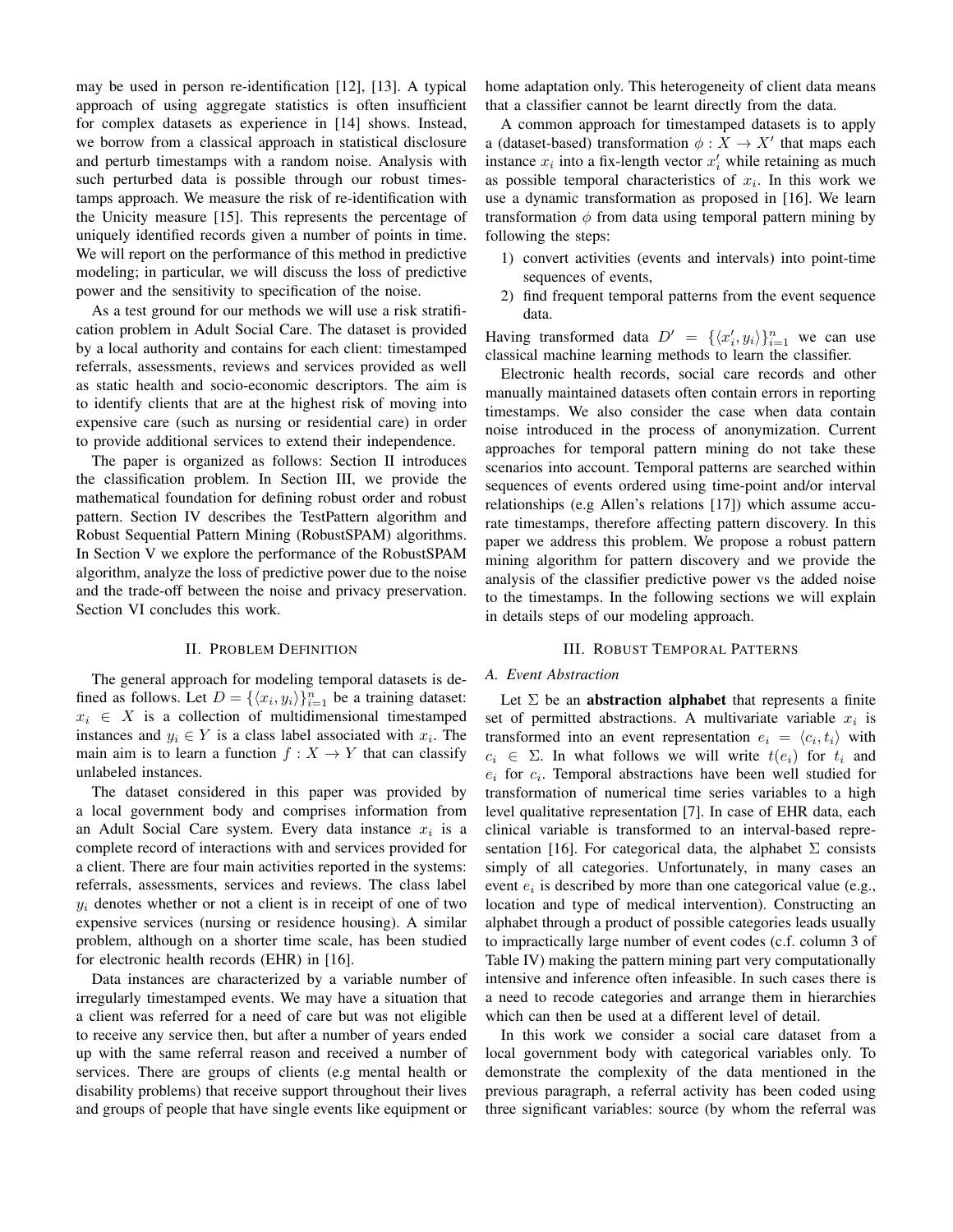may be used in person re-identification [12], [13]. A typical approach of using aggregate statistics is often insufficient for complex datasets as experience in [14] shows. Instead, we borrow from a classical approach in statistical disclosure and perturb timestamps with a random noise. Analysis with such perturbed data is possible through our robust timestamps approach. We measure the risk of re-identification with the Unicity measure [15]. This represents the percentage of uniquely identified records given a number of points in time. We will report on the performance of this method in predictive modeling; in particular, we will discuss the loss of predictive power and the sensitivity to specification of the noise.

As a test ground for our methods we will use a risk stratification problem in Adult Social Care. The dataset is provided by a local authority and contains for each client: timestamped referrals, assessments, reviews and services provided as well as static health and socio-economic descriptors. The aim is to identify clients that are at the highest risk of moving into expensive care (such as nursing or residential care) in order to provide additional services to extend their independence.

The paper is organized as follows: Section II introduces the classification problem. In Section III, we provide the mathematical foundation for defining robust order and robust pattern. Section IV describes the TestPattern algorithm and Robust Sequential Pattern Mining (RobustSPAM) algorithms. In Section V we explore the performance of the RobustSPAM algorithm, analyze the loss of predictive power due to the noise and the trade-off between the noise and privacy preservation. Section VI concludes this work.

## II. Problem Definition

The general approach for modeling temporal datasets is defined as follows. Let $D = \{\langle x_i, y_i \rangle\}_{i=1}^n$ be a training dataset: $x_i \in X$ is a collection of multidimensional timestamped instances and $y_i \in Y$ is a class label associated with $x_i$. The main aim is to learn a function $f : X \to Y$ that can classify unlabeled instances.

The dataset considered in this paper was provided by a local government body and comprises information from an Adult Social Care system. Every data instance $x_i$ is a complete record of interactions with and services provided for a client. There are four main activities reported in the systems: referrals, assessments, services and reviews. The class label $y_i$ denotes whether or not a client is in receipt of one of two expensive services (nursing or residence housing). A similar problem, although on a shorter time scale, has been studied for electronic health records (EHR) in [16].

Data instances are characterized by a variable number of irregularly timestamped events. We may have a situation that a client was referred for a need of care but was not eligible to receive any service then, but after a number of years ended up with the same referral reason and received a number of services. There are groups of clients (e.g mental health or disability problems) that receive support throughout their lives and groups of people that have single events like equipment or home adaptation only. This heterogeneity of client data means that a classifier cannot be learnt directly from the data.

A common approach for timestamped datasets is to apply a (dataset-based) transformation $\phi : X \to X'$ that maps each instance $x_i$ into a fix-length vector $x'_i$ while retaining as much as possible temporal characteristics of $x_i$. In this work we use a dynamic transformation as proposed in [16]. We learn transformation $\phi$ from data using temporal pattern mining by following the steps:

1) convert activities (events and intervals) into point-time sequences of events,
2) find frequent temporal patterns from the event sequence data.

Having transformed data $D' = \{\langle x'_i, y_i \rangle\}_{i=1}^n$ we can use classical machine learning methods to learn the classifier.

Electronic health records, social care records and other manually maintained datasets often contain errors in reporting timestamps. We also consider the case when data contain noise introduced in the process of anonymization. Current approaches for temporal pattern mining do not take these scenarios into account. Temporal patterns are searched within sequences of events ordered using time-point and/or interval relationships (e.g Allen's relations [17]) which assume accurate timestamps, therefore affecting pattern discovery. In this paper we address this problem. We propose a robust pattern mining algorithm for pattern discovery and we provide the analysis of the classifier predictive power vs the added noise to the timestamps. In the following sections we will explain in details steps of our modeling approach.

## III. Robust Temporal Patterns

### A. Event Abstraction

Let $\Sigma$ be an **abstraction alphabet** that represents a finite set of permitted abstractions. A multivariate variable $x_i$ is transformed into an event representation $e_i = \langle c_i, t_i \rangle$ with $c_i \in \Sigma$. In what follows we will write $t(e_i)$ for $t_i$ and $e_i$ for $c_i$. Temporal abstractions have been well studied for transformation of numerical time series variables to a high level qualitative representation [7]. In case of EHR data, each clinical variable is transformed to an interval-based representation [16]. For categorical data, the alphabet $\Sigma$ consists simply of all categories. Unfortunately, in many cases an event $e_i$ is described by more than one categorical value (e.g., location and type of medical intervention). Constructing an alphabet through a product of possible categories leads usually to impractically large number of event codes (c.f. column 3 of Table IV) making the pattern mining part very computationally intensive and inference often infeasible. In such cases there is a need to recode categories and arrange them in hierarchies which can then be used at a different level of detail.

In this work we consider a social care dataset from a local government body with categorical variables only. To demonstrate the complexity of the data mentioned in the previous paragraph, a referral activity has been coded using three significant variables: source (by whom the referral was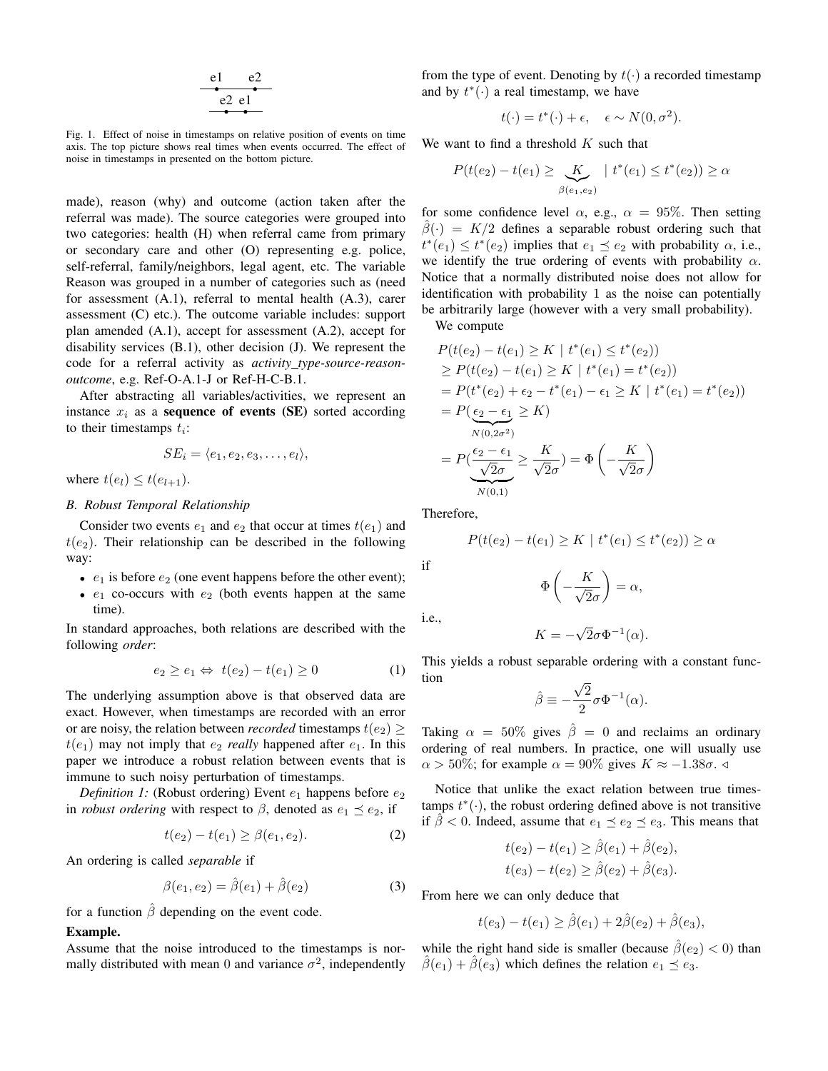e1 e2

e2 e1

Fig. 1. Effect of noise in timestamps on relative position of events on time axis. The top picture shows real times when events occurred. The effect of noise in timestamps in presented on the bottom picture.

made), reason (why) and outcome (action taken after the referral was made). The source categories were grouped into two categories: health (H) when referral came from primary or secondary care and other (O) representing e.g. police, self-referral, family/neighbors, legal agent, etc. The variable Reason was grouped in a number of categories such as (need for assessment (A.1), referral to mental health (A.3), carer assessment (C) etc.). The outcome variable includes: support plan amended (A.1), accept for assessment (A.2), accept for disability services (B.1), other decision (J). We represent the code for a referral activity as *activity_type-source-reason-outcome*, e.g. Ref-O-A.1-J or Ref-H-C-B.1.

After abstracting all variables/activities, we represent an instance $x_i$ as a **sequence of events (SE)** sorted according to their timestamps $t_i$:

$$SE_i = \langle e_1, e_2, e_3, \ldots, e_l \rangle,$$

where $t(e_l) \leq t(e_{l+1})$.

### B. Robust Temporal Relationship

Consider two events $e_1$ and $e_2$ that occur at times $t(e_1)$ and $t(e_2)$. Their relationship can be described in the following way:

- $e_1$ is before $e_2$ (one event happens before the other event);
- $e_1$ co-occurs with $e_2$ (both events happen at the same time).

In standard approaches, both relations are described with the following *order*:

$$e_2 \geq e_1 \Leftrightarrow \; t(e_2) - t(e_1) \geq 0 \tag{1}$$

The underlying assumption above is that observed data are exact. However, when timestamps are recorded with an error or are noisy, the relation between *recorded* timestamps $t(e_2) \geq t(e_1)$ may not imply that $e_2$ *really* happened after $e_1$. In this paper we introduce a robust relation between events that is immune to such noisy perturbation of timestamps.

*Definition 1:* (Robust ordering) Event $e_1$ happens before $e_2$ in *robust ordering* with respect to $\beta$, denoted as $e_1 \preceq e_2$, if

$$t(e_2) - t(e_1) \geq \beta(e_1, e_2). \tag{2}$$

An ordering is called *separable* if

$$\beta(e_1, e_2) = \hat{\beta}(e_1) + \hat{\beta}(e_2) \tag{3}$$

for a function $\hat{\beta}$ depending on the event code.

**Example.**
Assume that the noise introduced to the timestamps is normally distributed with mean 0 and variance $\sigma^2$, independently from the type of event. Denoting by $t(\cdot)$ a recorded timestamp and by $t^*(\cdot)$ a real timestamp, we have

$$t(\cdot) = t^*(\cdot) + \epsilon, \quad \epsilon \sim N(0, \sigma^2).$$

We want to find a threshold $K$ such that

$$P(t(e_2) - t(e_1) \geq \underbrace{K}_{\beta(e_1,e_2)} \mid t^*(e_1) \leq t^*(e_2)) \geq \alpha$$

for some confidence level $\alpha$, e.g., $\alpha = 95\%$. Then setting $\hat{\beta}(\cdot) = K/2$ defines a separable robust ordering such that $t^*(e_1) \leq t^*(e_2)$ implies that $e_1 \preceq e_2$ with probability $\alpha$, i.e., we identify the true ordering of events with probability $\alpha$. Notice that a normally distributed noise does not allow for identification with probability 1 as the noise can potentially be arbitrarily large (however with a very small probability).

We compute

$$\begin{aligned}
&P(t(e_2) - t(e_1) \geq K \mid t^*(e_1) \leq t^*(e_2)) \\
&\geq P(t(e_2) - t(e_1) \geq K \mid t^*(e_1) = t^*(e_2)) \\
&= P(t^*(e_2) + \epsilon_2 - t^*(e_1) - \epsilon_1 \geq K \mid t^*(e_1) = t^*(e_2)) \\
&= P(\underbrace{\epsilon_2 - \epsilon_1}_{N(0,2\sigma^2)} \geq K) \\
&= P(\underbrace{\frac{\epsilon_2 - \epsilon_1}{\sqrt{2}\sigma}}_{N(0,1)} \geq \frac{K}{\sqrt{2}\sigma}) = \Phi\left(-\frac{K}{\sqrt{2}\sigma}\right)
\end{aligned}$$

Therefore,

$$P(t(e_2) - t(e_1) \geq K \mid t^*(e_1) \leq t^*(e_2)) \geq \alpha$$

if

$$\Phi\left(-\frac{K}{\sqrt{2}\sigma}\right) = \alpha,$$

i.e.,

$$K = -\sqrt{2}\sigma\Phi^{-1}(\alpha).$$

This yields a robust separable ordering with a constant function

$$\hat{\beta} \equiv -\frac{\sqrt{2}}{2}\sigma\Phi^{-1}(\alpha).$$

Taking $\alpha = 50\%$ gives $\hat{\beta} = 0$ and reclaims an ordinary ordering of real numbers. In practice, one will usually use $\alpha > 50\%$; for example $\alpha = 90\%$ gives $K \approx -1.38\sigma$. ◁

Notice that unlike the exact relation between true timestamps $t^*(\cdot)$, the robust ordering defined above is not transitive if $\hat{\beta} < 0$. Indeed, assume that $e_1 \preceq e_2 \preceq e_3$. This means that

$$\begin{aligned}
t(e_2) - t(e_1) &\geq \hat{\beta}(e_1) + \hat{\beta}(e_2), \\
t(e_3) - t(e_2) &\geq \hat{\beta}(e_2) + \hat{\beta}(e_3).
\end{aligned}$$

From here we can only deduce that

$$t(e_3) - t(e_1) \geq \hat{\beta}(e_1) + 2\hat{\beta}(e_2) + \hat{\beta}(e_3),$$

while the right hand side is smaller (because $\hat{\beta}(e_2) < 0$) than $\hat{\beta}(e_1) + \hat{\beta}(e_3)$ which defines the relation $e_1 \preceq e_3$.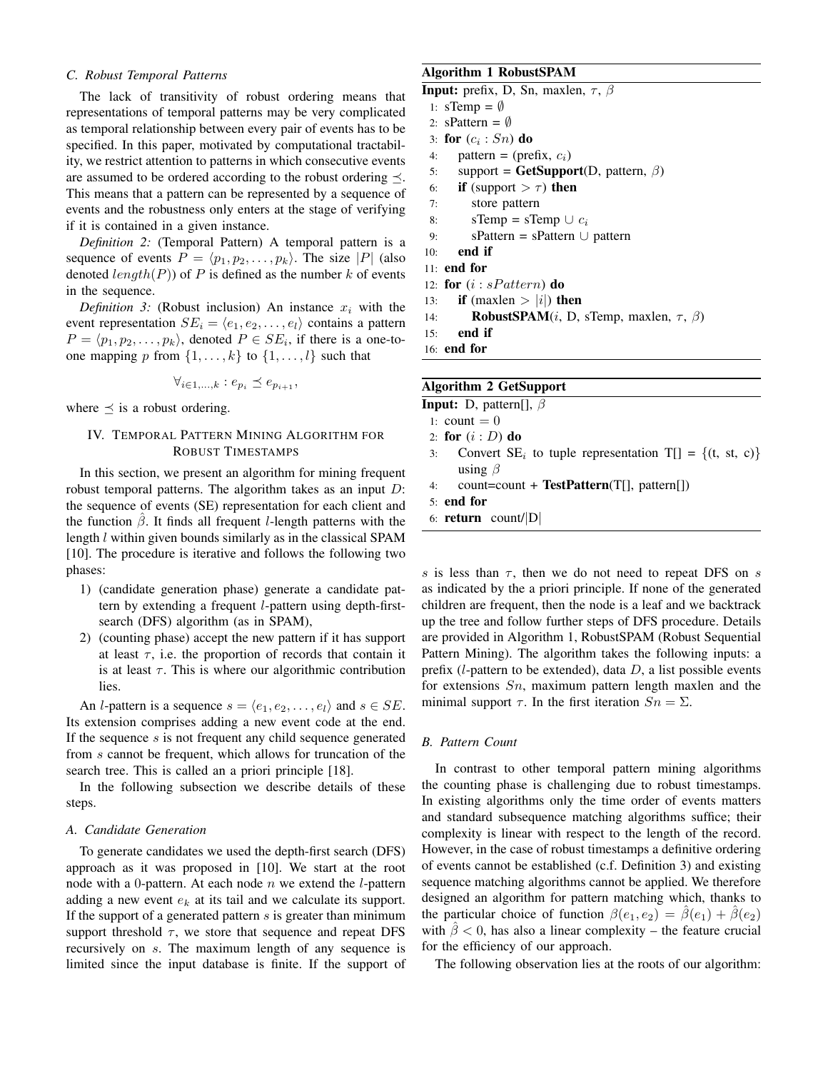### C. Robust Temporal Patterns

The lack of transitivity of robust ordering means that representations of temporal patterns may be very complicated as temporal relationship between every pair of events has to be specified. In this paper, motivated by computational tractability, we restrict attention to patterns in which consecutive events are assumed to be ordered according to the robust ordering $\preceq$. This means that a pattern can be represented by a sequence of events and the robustness only enters at the stage of verifying if it is contained in a given instance.

*Definition 2:* (Temporal Pattern) A temporal pattern is a sequence of events $P = \langle p_1, p_2, \ldots, p_k \rangle$. The size $|P|$ (also denoted $length(P)$) of $P$ is defined as the number $k$ of events in the sequence.

*Definition 3:* (Robust inclusion) An instance $x_i$ with the event representation $SE_i = \langle e_1, e_2, \ldots, e_l \rangle$ contains a pattern $P = \langle p_1, p_2, \ldots, p_k \rangle$, denoted $P \in SE_i$, if there is a one-to-one mapping $p$ from $\{1, \ldots, k\}$ to $\{1, \ldots, l\}$ such that

$$\forall_{i \in 1, \ldots, k} : e_{p_i} \preceq e_{p_{i+1}},$$

where $\preceq$ is a robust ordering.

## IV. Temporal Pattern Mining Algorithm for Robust Timestamps

In this section, we present an algorithm for mining frequent robust temporal patterns. The algorithm takes as an input $D$: the sequence of events (SE) representation for each client and the function $\hat{\beta}$. It finds all frequent $l$-length patterns with the length $l$ within given bounds similarly as in the classical SPAM [10]. The procedure is iterative and follows the following two phases:

1) (candidate generation phase) generate a candidate pattern by extending a frequent $l$-pattern using depth-first-search (DFS) algorithm (as in SPAM),
2) (counting phase) accept the new pattern if it has support at least $\tau$, i.e. the proportion of records that contain it is at least $\tau$. This is where our algorithmic contribution lies.

An $l$-pattern is a sequence $s = \langle e_1, e_2, \ldots, e_l \rangle$ and $s \in SE$. Its extension comprises adding a new event code at the end. If the sequence $s$ is not frequent any child sequence generated from $s$ cannot be frequent, which allows for truncation of the search tree. This is called an a priori principle [18].

In the following subsection we describe details of these steps.

### A. Candidate Generation

To generate candidates we used the depth-first search (DFS) approach as it was proposed in [10]. We start at the root node with a 0-pattern. At each node $n$ we extend the $l$-pattern adding a new event $e_k$ at its tail and we calculate its support. If the support of a generated pattern $s$ is greater than minimum support threshold $\tau$, we store that sequence and repeat DFS recursively on $s$. The maximum length of any sequence is limited since the input database is finite. If the support of $s$ is less than $\tau$, then we do not need to repeat DFS on $s$ as indicated by the a priori principle. If none of the generated children are frequent, then the node is a leaf and we backtrack up the tree and follow further steps of DFS procedure. Details are provided in Algorithm 1, RobustSPAM (Robust Sequential Pattern Mining). The algorithm takes the following inputs: a prefix ($l$-pattern to be extended), data $D$, a list possible events for extensions $Sn$, maximum pattern length maxlen and the minimal support $\tau$. In the first iteration $Sn = \Sigma$.

**Algorithm 1 RobustSPAM**

**Input:** prefix, D, Sn, maxlen, $\tau$, $\beta$

```
1:  sTemp = ∅
2:  sPattern = ∅
3:  for (c_i : Sn) do
4:      pattern = (prefix, c_i)
5:      support = GetSupport(D, pattern, β)
6:      if (support > τ) then
7:          store pattern
8:          sTemp = sTemp ∪ c_i
9:          sPattern = sPattern ∪ pattern
10:     end if
11: end for
12: for (i : sPattern) do
13:     if (maxlen > |i|) then
14:         RobustSPAM(i, D, sTemp, maxlen, τ, β)
15:     end if
16: end for
```

**Algorithm 2 GetSupport**

**Input:** D, pattern[], $\beta$

```
1: count = 0
2: for (i : D) do
3:     Convert SE_i to tuple representation T[] = {(t, st, c)}
       using β
4:     count=count + TestPattern(T[], pattern[])
5: end for
6: return count/|D|
```

### B. Pattern Count

In contrast to other temporal pattern mining algorithms the counting phase is challenging due to robust timestamps. In existing algorithms only the time order of events matters and standard subsequence matching algorithms suffice; their complexity is linear with respect to the length of the record. However, in the case of robust timestamps a definitive ordering of events cannot be established (c.f. Definition 3) and existing sequence matching algorithms cannot be applied. We therefore designed an algorithm for pattern matching which, thanks to the particular choice of function $\beta(e_1, e_2) = \hat{\beta}(e_1) + \hat{\beta}(e_2)$ with $\hat{\beta} < 0$, has also a linear complexity – the feature crucial for the efficiency of our approach.

The following observation lies at the roots of our algorithm: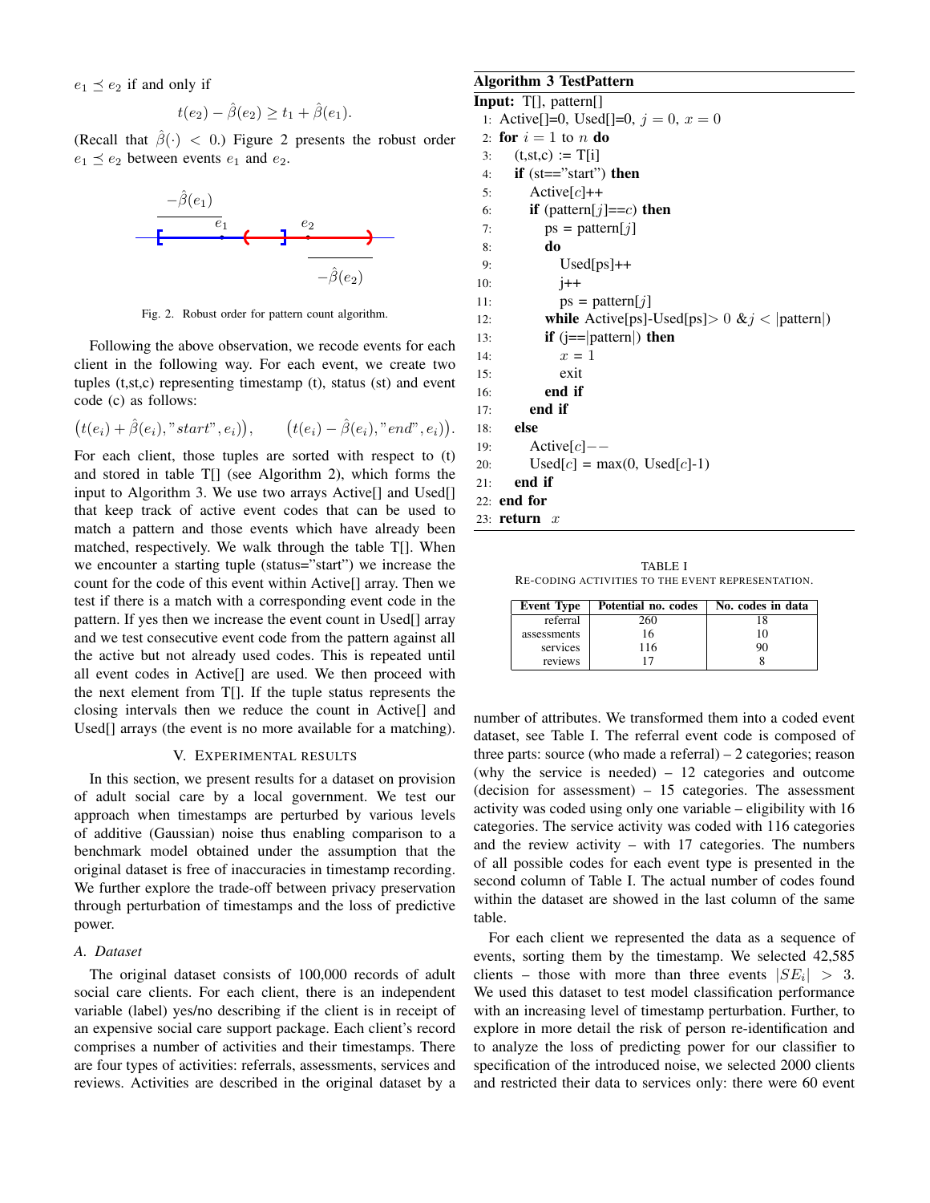$e_1 \preceq e_2$ if and only if

$$t(e_2) - \hat{\beta}(e_2) \geq t_1 + \hat{\beta}(e_1).$$

(Recall that $\hat{\beta}(\cdot) < 0$.) Figure 2 presents the robust order $e_1 \preceq e_2$ between events $e_1$ and $e_2$.

Fig. 2. Robust order for pattern count algorithm.

Following the above observation, we recode events for each client in the following way. For each event, we create two tuples (t,st,c) representing timestamp (t), status (st) and event code (c) as follows:

$$\left(t(e_i) + \hat{\beta}(e_i), "start", e_i)\right), \qquad \left(t(e_i) - \hat{\beta}(e_i), "end", e_i)\right).$$

For each client, those tuples are sorted with respect to (t) and stored in table T[] (see Algorithm 2), which forms the input to Algorithm 3. We use two arrays Active[] and Used[] that keep track of active event codes that can be used to match a pattern and those events which have already been matched, respectively. We walk through the table T[]. When we encounter a starting tuple (status="start") we increase the count for the code of this event within Active[] array. Then we test if there is a match with a corresponding event code in the pattern. If yes then we increase the event count in Used[] array and we test consecutive event code from the pattern against all the active but not already used codes. This is repeated until all event codes in Active[] are used. We then proceed with the next element from T[]. If the tuple status represents the closing intervals then we reduce the count in Active[] and Used[] arrays (the event is no more available for a matching).

**Algorithm 3** TestPattern

```
Input: T[], pattern[]
 1: Active[]=0, Used[]=0, j = 0, x = 0
 2: for i = 1 to n do
 3:   (t,st,c) := T[i]
 4:   if (st=="start") then
 5:     Active[c]++
 6:     if (pattern[j]==c) then
 7:       ps = pattern[j]
 8:       do
 9:         Used[ps]++
10:         j++
11:         ps = pattern[j]
12:       while Active[ps]-Used[ps]> 0 &j < |pattern|)
13:       if (j==|pattern|) then
14:         x = 1
15:         exit
16:       end if
17:     end if
18:   else
19:     Active[c]−−
20:     Used[c] = max(0, Used[c]-1)
21:   end if
22: end for
23: return x
```

## V. Experimental Results

In this section, we present results for a dataset on provision of adult social care by a local government. We test our approach when timestamps are perturbed by various levels of additive (Gaussian) noise thus enabling comparison to a benchmark model obtained under the assumption that the original dataset is free of inaccuracies in timestamp recording. We further explore the trade-off between privacy preservation through perturbation of timestamps and the loss of predictive power.

### A. Dataset

The original dataset consists of 100,000 records of adult social care clients. For each client, there is an independent variable (label) yes/no describing if the client is in receipt of an expensive social care support package. Each client's record comprises a number of activities and their timestamps. There are four types of activities: referrals, assessments, services and reviews. Activities are described in the original dataset by a number of attributes. We transformed them into a coded event dataset, see Table I. The referral event code is composed of three parts: source (who made a referral) – 2 categories; reason (why the service is needed) – 12 categories and outcome (decision for assessment) – 15 categories. The assessment activity was coded using only one variable – eligibility with 16 categories. The service activity was coded with 116 categories and the review activity – with 17 categories. The numbers of all possible codes for each event type is presented in the second column of Table I. The actual number of codes found within the dataset are showed in the last column of the same table.

TABLE I
Re-coding activities to the event representation.

| Event Type | Potential no. codes | No. codes in data |
|---|---|---|
| referral | 260 | 18 |
| assessments | 16 | 10 |
| services | 116 | 90 |
| reviews | 17 | 8 |

For each client we represented the data as a sequence of events, sorting them by the timestamp. We selected 42,585 clients – those with more than three events $|SE_i| > 3$. We used this dataset to test model classification performance with an increasing level of timestamp perturbation. Further, to explore in more detail the risk of person re-identification and to analyze the loss of predicting power for our classifier to specification of the introduced noise, we selected 2000 clients and restricted their data to services only: there were 60 event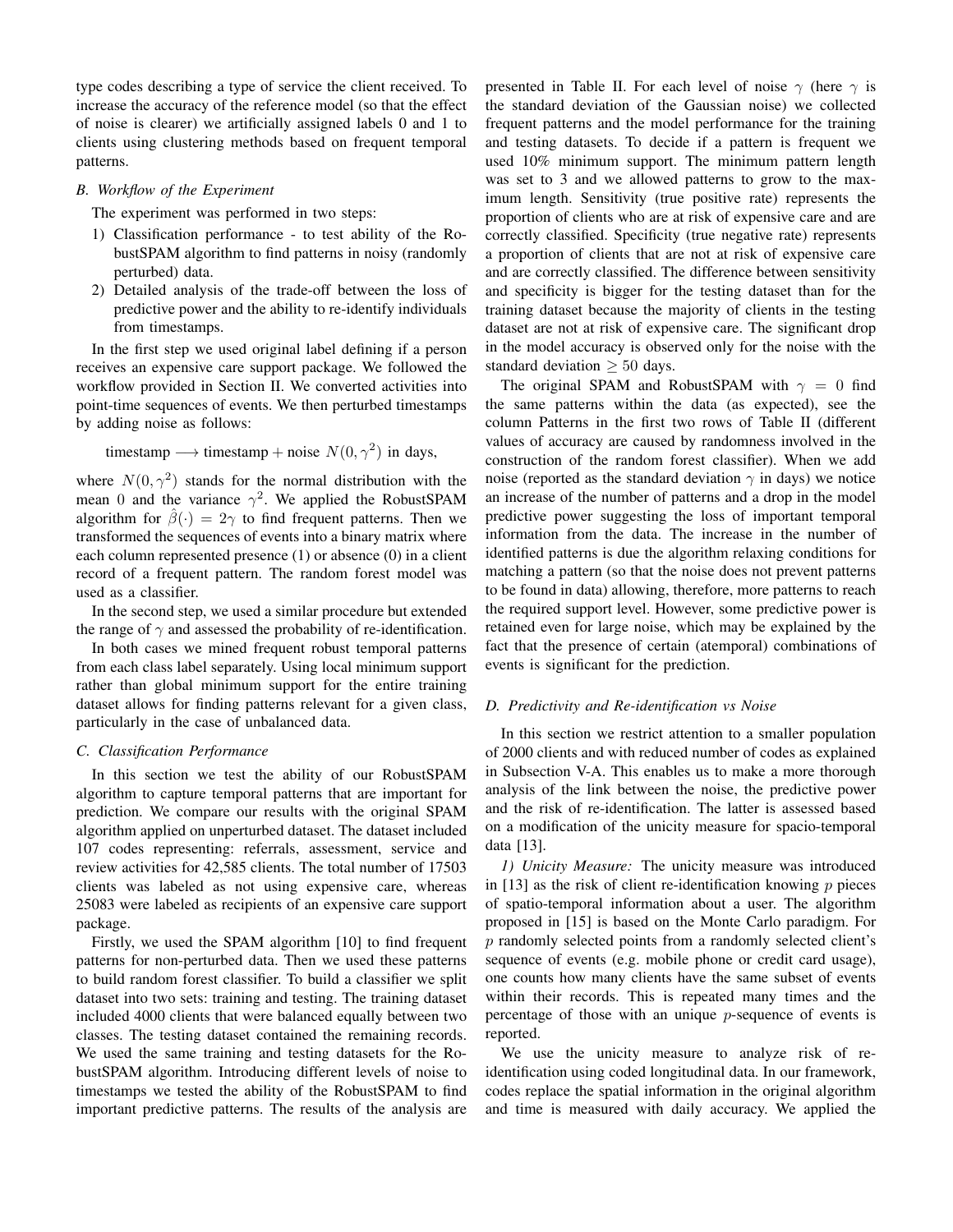type codes describing a type of service the client received. To increase the accuracy of the reference model (so that the effect of noise is clearer) we artificially assigned labels 0 and 1 to clients using clustering methods based on frequent temporal patterns.

### *B. Workflow of the Experiment*

The experiment was performed in two steps:

1) Classification performance - to test ability of the RobustSPAM algorithm to find patterns in noisy (randomly perturbed) data.
2) Detailed analysis of the trade-off between the loss of predictive power and the ability to re-identify individuals from timestamps.

In the first step we used original label defining if a person receives an expensive care support package. We followed the workflow provided in Section II. We converted activities into point-time sequences of events. We then perturbed timestamps by adding noise as follows:

$$\text{timestamp} \longrightarrow \text{timestamp} + \text{noise } N(0, \gamma^2) \text{ in days,}$$

where $N(0, \gamma^2)$ stands for the normal distribution with the mean 0 and the variance $\gamma^2$. We applied the RobustSPAM algorithm for $\hat{\beta}(\cdot) = 2\gamma$ to find frequent patterns. Then we transformed the sequences of events into a binary matrix where each column represented presence (1) or absence (0) in a client record of a frequent pattern. The random forest model was used as a classifier.

In the second step, we used a similar procedure but extended the range of $\gamma$ and assessed the probability of re-identification.

In both cases we mined frequent robust temporal patterns from each class label separately. Using local minimum support rather than global minimum support for the entire training dataset allows for finding patterns relevant for a given class, particularly in the case of unbalanced data.

### *C. Classification Performance*

In this section we test the ability of our RobustSPAM algorithm to capture temporal patterns that are important for prediction. We compare our results with the original SPAM algorithm applied on unperturbed dataset. The dataset included 107 codes representing: referrals, assessment, service and review activities for 42,585 clients. The total number of 17503 clients was labeled as not using expensive care, whereas 25083 were labeled as recipients of an expensive care support package.

Firstly, we used the SPAM algorithm [10] to find frequent patterns for non-perturbed data. Then we used these patterns to build random forest classifier. To build a classifier we split dataset into two sets: training and testing. The training dataset included 4000 clients that were balanced equally between two classes. The testing dataset contained the remaining records. We used the same training and testing datasets for the RobustSPAM algorithm. Introducing different levels of noise to timestamps we tested the ability of the RobustSPAM to find important predictive patterns. The results of the analysis are presented in Table II. For each level of noise $\gamma$ (here $\gamma$ is the standard deviation of the Gaussian noise) we collected frequent patterns and the model performance for the training and testing datasets. To decide if a pattern is frequent we used 10% minimum support. The minimum pattern length was set to 3 and we allowed patterns to grow to the maximum length. Sensitivity (true positive rate) represents the proportion of clients who are at risk of expensive care and are correctly classified. Specificity (true negative rate) represents a proportion of clients that are not at risk of expensive care and are correctly classified. The difference between sensitivity and specificity is bigger for the testing dataset than for the training dataset because the majority of clients in the testing dataset are not at risk of expensive care. The significant drop in the model accuracy is observed only for the noise with the standard deviation $\geq 50$ days.

The original SPAM and RobustSPAM with $\gamma = 0$ find the same patterns within the data (as expected), see the column Patterns in the first two rows of Table II (different values of accuracy are caused by randomness involved in the construction of the random forest classifier). When we add noise (reported as the standard deviation $\gamma$ in days) we notice an increase of the number of patterns and a drop in the model predictive power suggesting the loss of important temporal information from the data. The increase in the number of identified patterns is due the algorithm relaxing conditions for matching a pattern (so that the noise does not prevent patterns to be found in data) allowing, therefore, more patterns to reach the required support level. However, some predictive power is retained even for large noise, which may be explained by the fact that the presence of certain (atemporal) combinations of events is significant for the prediction.

### *D. Predictivity and Re-identification vs Noise*

In this section we restrict attention to a smaller population of 2000 clients and with reduced number of codes as explained in Subsection V-A. This enables us to make a more thorough analysis of the link between the noise, the predictive power and the risk of re-identification. The latter is assessed based on a modification of the unicity measure for spacio-temporal data [13].

*1) Unicity Measure:* The unicity measure was introduced in [13] as the risk of client re-identification knowing $p$ pieces of spatio-temporal information about a user. The algorithm proposed in [15] is based on the Monte Carlo paradigm. For $p$ randomly selected points from a randomly selected client's sequence of events (e.g. mobile phone or credit card usage), one counts how many clients have the same subset of events within their records. This is repeated many times and the percentage of those with an unique $p$-sequence of events is reported.

We use the unicity measure to analyze risk of re-identification using coded longitudinal data. In our framework, codes replace the spatial information in the original algorithm and time is measured with daily accuracy. We applied the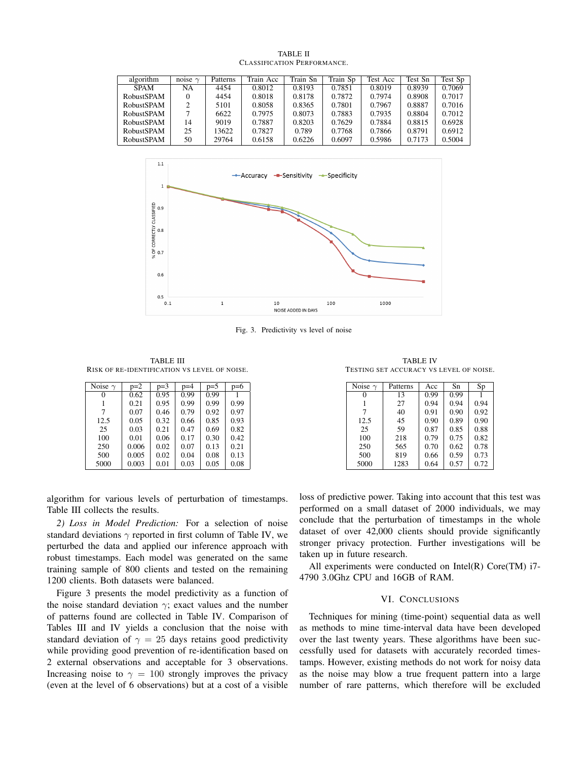TABLE II
Classification Performance.

| algorithm | noise $\gamma$ | Patterns | Train Acc | Train Sn | Train Sp | Test Acc | Test Sn | Test Sp |
|---|---|---|---|---|---|---|---|---|
| SPAM | NA | 4454 | 0.8012 | 0.8193 | 0.7851 | 0.8019 | 0.8939 | 0.7069 |
| RobustSPAM | 0 | 4454 | 0.8018 | 0.8178 | 0.7872 | 0.7974 | 0.8908 | 0.7017 |
| RobustSPAM | 2 | 5101 | 0.8058 | 0.8365 | 0.7801 | 0.7967 | 0.8887 | 0.7016 |
| RobustSPAM | 7 | 6622 | 0.7975 | 0.8073 | 0.7883 | 0.7935 | 0.8804 | 0.7012 |
| RobustSPAM | 14 | 9019 | 0.7887 | 0.8203 | 0.7629 | 0.7884 | 0.8815 | 0.6928 |
| RobustSPAM | 25 | 13622 | 0.7827 | 0.789 | 0.7768 | 0.7866 | 0.8791 | 0.6912 |
| RobustSPAM | 50 | 29764 | 0.6158 | 0.6226 | 0.6097 | 0.5986 | 0.7173 | 0.5004 |

Fig. 3. Predictivity vs level of noise

TABLE III
Risk of re-identification vs level of noise.

| Noise $\gamma$ | p=2 | p=3 | p=4 | p=5 | p=6 |
|---|---|---|---|---|---|
| 0 | 0.62 | 0.95 | 0.99 | 0.99 | 1 |
| 1 | 0.21 | 0.95 | 0.99 | 0.99 | 0.99 |
| 7 | 0.07 | 0.46 | 0.79 | 0.92 | 0.97 |
| 12.5 | 0.05 | 0.32 | 0.66 | 0.85 | 0.93 |
| 25 | 0.03 | 0.21 | 0.47 | 0.69 | 0.82 |
| 100 | 0.01 | 0.06 | 0.17 | 0.30 | 0.42 |
| 250 | 0.006 | 0.02 | 0.07 | 0.13 | 0.21 |
| 500 | 0.005 | 0.02 | 0.04 | 0.08 | 0.13 |
| 5000 | 0.003 | 0.01 | 0.03 | 0.05 | 0.08 |

TABLE IV
Testing set accuracy vs level of noise.

| Noise $\gamma$ | Patterns | Acc | Sn | Sp |
|---|---|---|---|---|
| 0 | 13 | 0.99 | 0.99 | 1 |
| 1 | 27 | 0.94 | 0.94 | 0.94 |
| 7 | 40 | 0.91 | 0.90 | 0.92 |
| 12.5 | 45 | 0.90 | 0.89 | 0.90 |
| 25 | 59 | 0.87 | 0.85 | 0.88 |
| 100 | 218 | 0.79 | 0.75 | 0.82 |
| 250 | 565 | 0.70 | 0.62 | 0.78 |
| 500 | 819 | 0.66 | 0.59 | 0.73 |
| 5000 | 1283 | 0.64 | 0.57 | 0.72 |

algorithm for various levels of perturbation of timestamps. Table III collects the results.

*2) Loss in Model Prediction:* For a selection of noise standard deviations $\gamma$ reported in first column of Table IV, we perturbed the data and applied our inference approach with robust timestamps. Each model was generated on the same training sample of 800 clients and tested on the remaining 1200 clients. Both datasets were balanced.

Figure 3 presents the model predictivity as a function of the noise standard deviation $\gamma$; exact values and the number of patterns found are collected in Table IV. Comparison of Tables III and IV yields a conclusion that the noise with standard deviation of $\gamma = 25$ days retains good predictivity while providing good prevention of re-identification based on 2 external observations and acceptable for 3 observations. Increasing noise to $\gamma = 100$ strongly improves the privacy (even at the level of 6 observations) but at a cost of a visible loss of predictive power. Taking into account that this test was performed on a small dataset of 2000 individuals, we may conclude that the perturbation of timestamps in the whole dataset of over 42,000 clients should provide significantly stronger privacy protection. Further investigations will be taken up in future research.

All experiments were conducted on Intel(R) Core(TM) i7-4790 3.0Ghz CPU and 16GB of RAM.

## VI. Conclusions

Techniques for mining (time-point) sequential data as well as methods to mine time-interval data have been developed over the last twenty years. These algorithms have been successfully used for datasets with accurately recorded timestamps. However, existing methods do not work for noisy data as the noise may blow a true frequent pattern into a large number of rare patterns, which therefore will be excluded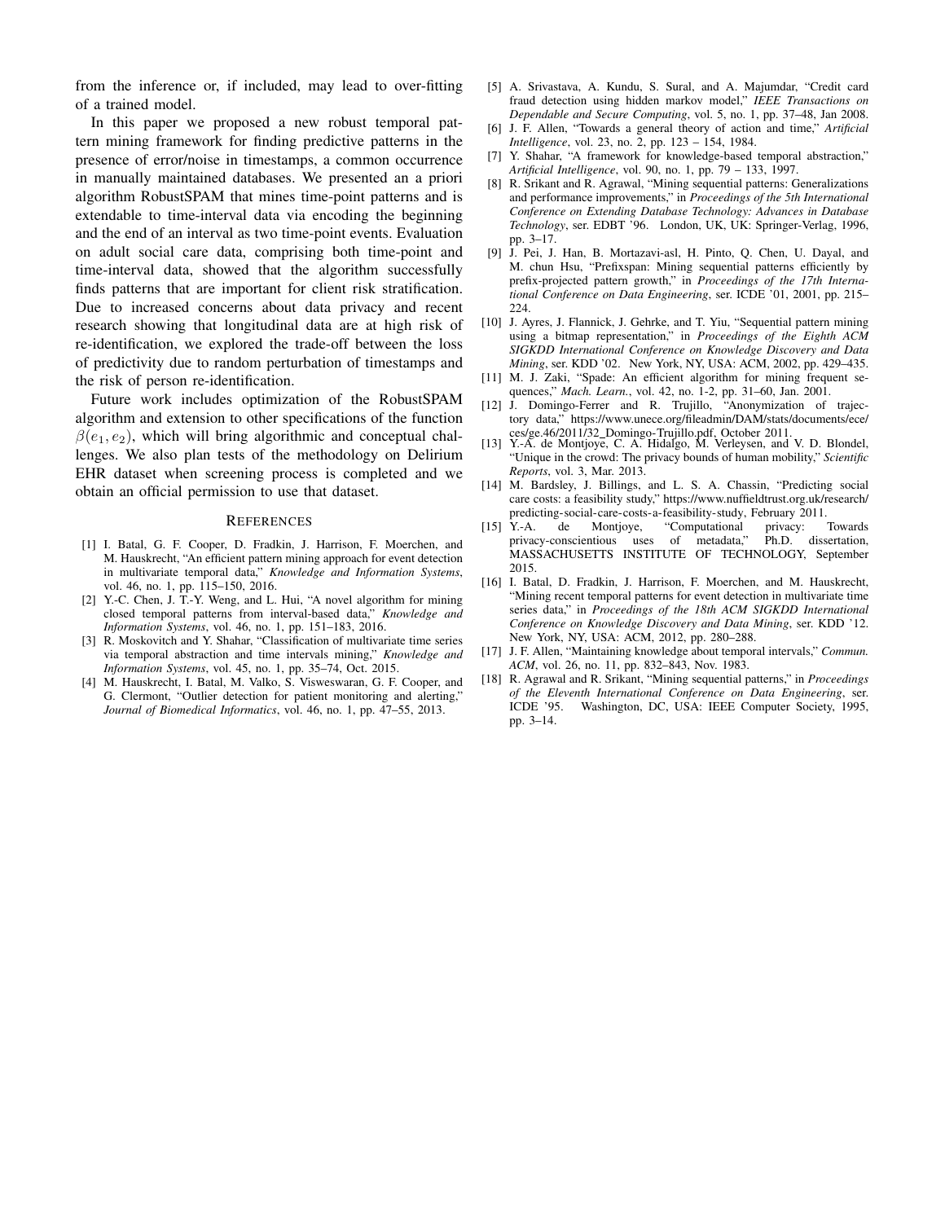from the inference or, if included, may lead to over-fitting of a trained model.

In this paper we proposed a new robust temporal pattern mining framework for finding predictive patterns in the presence of error/noise in timestamps, a common occurrence in manually maintained databases. We presented an a priori algorithm RobustSPAM that mines time-point patterns and is extendable to time-interval data via encoding the beginning and the end of an interval as two time-point events. Evaluation on adult social care data, comprising both time-point and time-interval data, showed that the algorithm successfully finds patterns that are important for client risk stratification. Due to increased concerns about data privacy and recent research showing that longitudinal data are at high risk of re-identification, we explored the trade-off between the loss of predictivity due to random perturbation of timestamps and the risk of person re-identification.

Future work includes optimization of the RobustSPAM algorithm and extension to other specifications of the function $\beta(e_1, e_2)$, which will bring algorithmic and conceptual challenges. We also plan tests of the methodology on Delirium EHR dataset when screening process is completed and we obtain an official permission to use that dataset.

## References

[1] I. Batal, G. F. Cooper, D. Fradkin, J. Harrison, F. Moerchen, and M. Hauskrecht, "An efficient pattern mining approach for event detection in multivariate temporal data," *Knowledge and Information Systems*, vol. 46, no. 1, pp. 115–150, 2016.

[2] Y.-C. Chen, J. T.-Y. Weng, and L. Hui, "A novel algorithm for mining closed temporal patterns from interval-based data," *Knowledge and Information Systems*, vol. 46, no. 1, pp. 151–183, 2016.

[3] R. Moskovitch and Y. Shahar, "Classification of multivariate time series via temporal abstraction and time intervals mining," *Knowledge and Information Systems*, vol. 45, no. 1, pp. 35–74, Oct. 2015.

[4] M. Hauskrecht, I. Batal, M. Valko, S. Visweswaran, G. F. Cooper, and G. Clermont, "Outlier detection for patient monitoring and alerting," *Journal of Biomedical Informatics*, vol. 46, no. 1, pp. 47–55, 2013.

[5] A. Srivastava, A. Kundu, S. Sural, and A. Majumdar, "Credit card fraud detection using hidden markov model," *IEEE Transactions on Dependable and Secure Computing*, vol. 5, no. 1, pp. 37–48, Jan 2008.

[6] J. F. Allen, "Towards a general theory of action and time," *Artificial Intelligence*, vol. 23, no. 2, pp. 123 – 154, 1984.

[7] Y. Shahar, "A framework for knowledge-based temporal abstraction," *Artificial Intelligence*, vol. 90, no. 1, pp. 79 – 133, 1997.

[8] R. Srikant and R. Agrawal, "Mining sequential patterns: Generalizations and performance improvements," in *Proceedings of the 5th International Conference on Extending Database Technology: Advances in Database Technology*, ser. EDBT '96. London, UK, UK: Springer-Verlag, 1996, pp. 3–17.

[9] J. Pei, J. Han, B. Mortazavi-asl, H. Pinto, Q. Chen, U. Dayal, and M. chun Hsu, "Prefixspan: Mining sequential patterns efficiently by prefix-projected pattern growth," in *Proceedings of the 17th International Conference on Data Engineering*, ser. ICDE '01, 2001, pp. 215–224.

[10] J. Ayres, J. Flannick, J. Gehrke, and T. Yiu, "Sequential pattern mining using a bitmap representation," in *Proceedings of the Eighth ACM SIGKDD International Conference on Knowledge Discovery and Data Mining*, ser. KDD '02. New York, NY, USA: ACM, 2002, pp. 429–435.

[11] M. J. Zaki, "Spade: An efficient algorithm for mining frequent sequences," *Mach. Learn.*, vol. 42, no. 1-2, pp. 31–60, Jan. 2001.

[12] J. Domingo-Ferrer and R. Trujillo, "Anonymization of trajectory data," https://www.unece.org/fileadmin/DAM/stats/documents/ece/ces/ge.46/2011/32_Domingo-Trujillo.pdf, October 2011.

[13] Y.-A. de Montjoye, C. A. Hidalgo, M. Verleysen, and V. D. Blondel, "Unique in the crowd: The privacy bounds of human mobility," *Scientific Reports*, vol. 3, Mar. 2013.

[14] M. Bardsley, J. Billings, and L. S. A. Chassin, "Predicting social care costs: a feasibility study," https://www.nuffieldtrust.org.uk/research/predicting-social-care-costs-a-feasibility-study, February 2011.

[15] Y.-A. de Montjoye, "Computational privacy: Towards privacy-conscientious uses of metadata," Ph.D. dissertation, MASSACHUSETTS INSTITUTE OF TECHNOLOGY, September 2015.

[16] I. Batal, D. Fradkin, J. Harrison, F. Moerchen, and M. Hauskrecht, "Mining recent temporal patterns for event detection in multivariate time series data," in *Proceedings of the 18th ACM SIGKDD International Conference on Knowledge Discovery and Data Mining*, ser. KDD '12. New York, NY, USA: ACM, 2012, pp. 280–288.

[17] J. F. Allen, "Maintaining knowledge about temporal intervals," *Commun. ACM*, vol. 26, no. 11, pp. 832–843, Nov. 1983.

[18] R. Agrawal and R. Srikant, "Mining sequential patterns," in *Proceedings of the Eleventh International Conference on Data Engineering*, ser. ICDE '95. Washington, DC, USA: IEEE Computer Society, 1995, pp. 3–14.